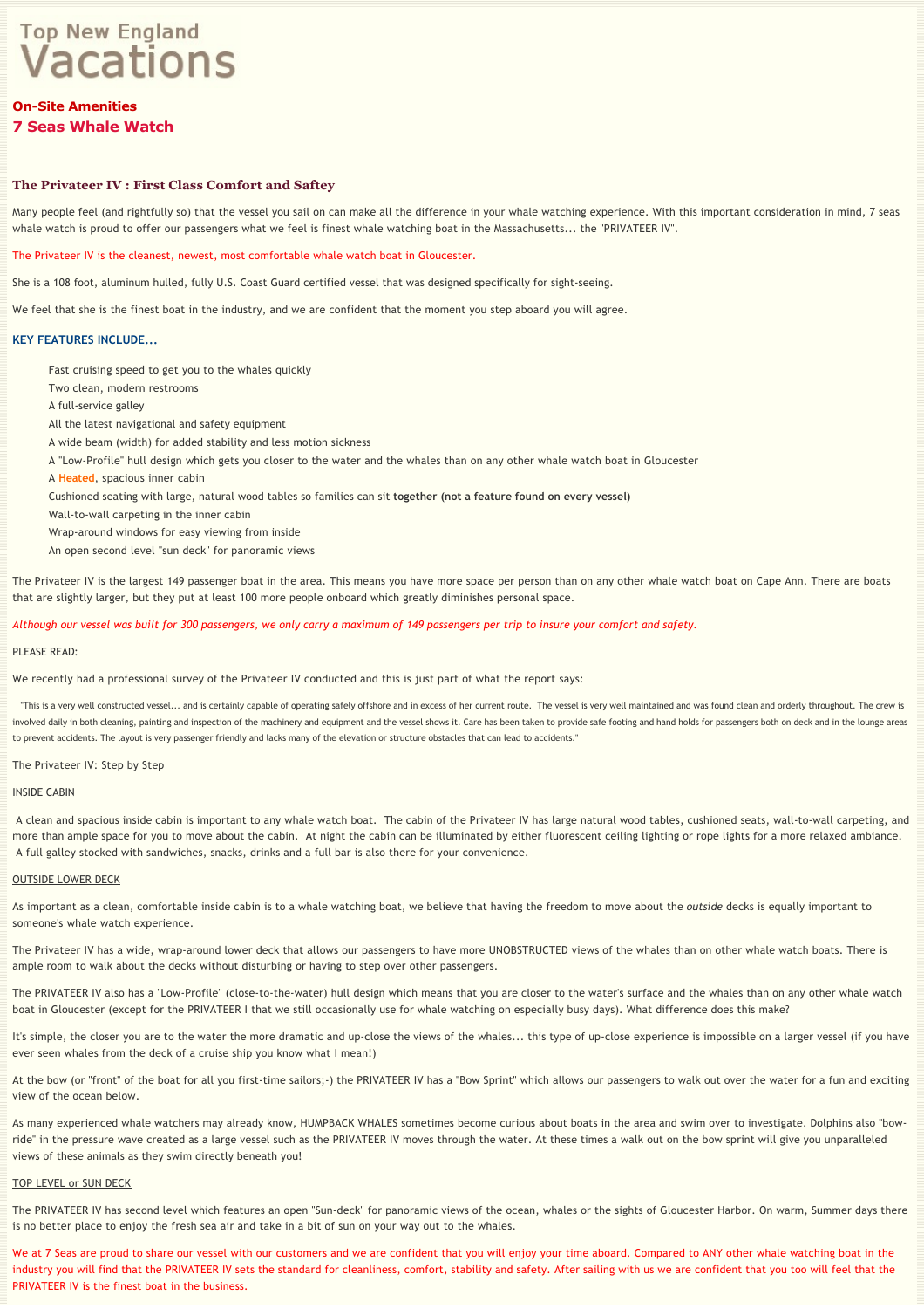# Top New England Vacations

## On-Site Amenities
## 7 Seas Whale Watch

### The Privateer IV : First Class Comfort and Saftey

Many people feel (and rightfully so) that the vessel you sail on can make all the difference in your whale watching experience. With this important consideration in mind, 7 seas whale watch is proud to offer our passengers what we feel is finest whale watching boat in the Massachusetts... the "PRIVATEER IV".

The Privateer IV is the cleanest, newest, most comfortable whale watch boat in Gloucester.

She is a 108 foot, aluminum hulled, fully U.S. Coast Guard certified vessel that was designed specifically for sight-seeing.

We feel that she is the finest boat in the industry, and we are confident that the moment you step aboard you will agree.

**KEY FEATURES INCLUDE...**

- Fast cruising speed to get you to the whales quickly
- Two clean, modern restrooms
- A full-service galley
- All the latest navigational and safety equipment
- A wide beam (width) for added stability and less motion sickness
- A "Low-Profile" hull design which gets you closer to the water and the whales than on any other whale watch boat in Gloucester
- A **Heated**, spacious inner cabin
- Cushioned seating with large, natural wood tables so families can sit **together (not a feature found on every vessel)**
- Wall-to-wall carpeting in the inner cabin
- Wrap-around windows for easy viewing from inside
- An open second level "sun deck" for panoramic views

The Privateer IV is the largest 149 passenger boat in the area. This means you have more space per person than on any other whale watch boat on Cape Ann. There are boats that are slightly larger, but they put at least 100 more people onboard which greatly diminishes personal space.

*Although our vessel was built for 300 passengers, we only carry a maximum of 149 passengers per trip to insure your comfort and safety.*

PLEASE READ:

We recently had a professional survey of the Privateer IV conducted and this is just part of what the report says:

"This is a very well constructed vessel... and is certainly capable of operating safely offshore and in excess of her current route. The vessel is very well maintained and was found clean and orderly throughout. The crew is involved daily in both cleaning, painting and inspection of the machinery and equipment and the vessel shows it. Care has been taken to provide safe footing and hand holds for passengers both on deck and in the lounge areas to prevent accidents. The layout is very passenger friendly and lacks many of the elevation or structure obstacles that can lead to accidents."

The Privateer IV: Step by Step

INSIDE CABIN

A clean and spacious inside cabin is important to any whale watch boat. The cabin of the Privateer IV has large natural wood tables, cushioned seats, wall-to-wall carpeting, and more than ample space for you to move about the cabin. At night the cabin can be illuminated by either fluorescent ceiling lighting or rope lights for a more relaxed ambiance. A full galley stocked with sandwiches, snacks, drinks and a full bar is also there for your convenience.

OUTSIDE LOWER DECK

As important as a clean, comfortable inside cabin is to a whale watching boat, we believe that having the freedom to move about the *outside* decks is equally important to someone's whale watch experience.

The Privateer IV has a wide, wrap-around lower deck that allows our passengers to have more UNOBSTRUCTED views of the whales than on other whale watch boats. There is ample room to walk about the decks without disturbing or having to step over other passengers.

The PRIVATEER IV also has a "Low-Profile" (close-to-the-water) hull design which means that you are closer to the water's surface and the whales than on any other whale watch boat in Gloucester (except for the PRIVATEER I that we still occasionally use for whale watching on especially busy days). What difference does this make?

It's simple, the closer you are to the water the more dramatic and up-close the views of the whales... this type of up-close experience is impossible on a larger vessel (if you have ever seen whales from the deck of a cruise ship you know what I mean!)

At the bow (or "front" of the boat for all you first-time sailors;-) the PRIVATEER IV has a "Bow Sprint" which allows our passengers to walk out over the water for a fun and exciting view of the ocean below.

As many experienced whale watchers may already know, HUMPBACK WHALES sometimes become curious about boats in the area and swim over to investigate. Dolphins also "bow-ride" in the pressure wave created as a large vessel such as the PRIVATEER IV moves through the water. At these times a walk out on the bow sprint will give you unparalleled views of these animals as they swim directly beneath you!

TOP LEVEL or SUN DECK

The PRIVATEER IV has second level which features an open "Sun-deck" for panoramic views of the ocean, whales or the sights of Gloucester Harbor. On warm, Summer days there is no better place to enjoy the fresh sea air and take in a bit of sun on your way out to the whales.

We at 7 Seas are proud to share our vessel with our customers and we are confident that you will enjoy your time aboard. Compared to ANY other whale watching boat in the industry you will find that the PRIVATEER IV sets the standard for cleanliness, comfort, stability and safety. After sailing with us we are confident that you too will feel that the PRIVATEER IV is the finest boat in the business.